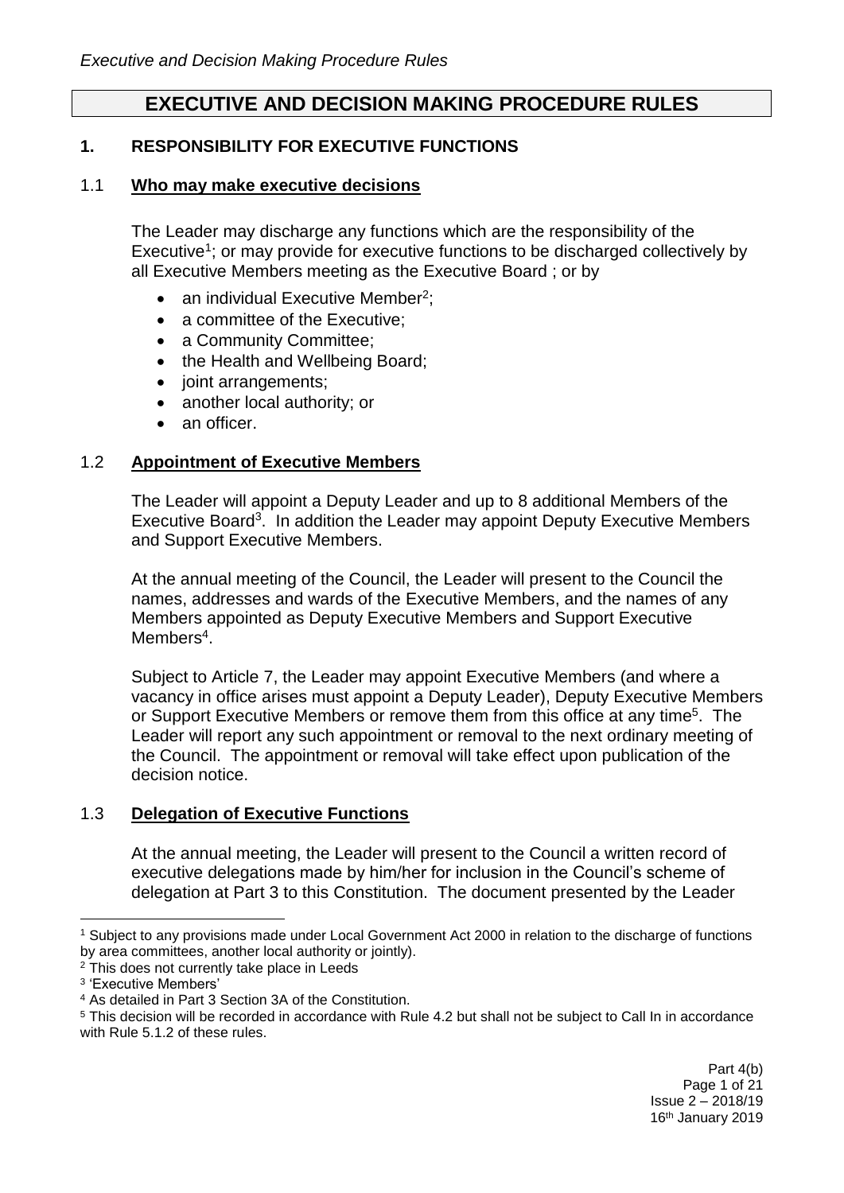# EXECUTIVE AND DECISION MAKING PROCEDURE RULES

## 1. RESPONSIBILITY FOR EXECUTIVE FUNCTIONS

### 1.1 Who may make executive decisions

The Leader may discharge any functions which are the responsibility of the Executive[1]; or may provide for executive functions to be discharged collectively by all Executive Members meeting as the Executive Board ; or by

- an individual Executive Member[2];
- a committee of the Executive;
- a Community Committee;
- the Health and Wellbeing Board;
- joint arrangements;
- another local authority; or
- an officer.

### 1.2 Appointment of Executive Members

The Leader will appoint a Deputy Leader and up to 8 additional Members of the Executive Board[3]. In addition the Leader may appoint Deputy Executive Members and Support Executive Members.

At the annual meeting of the Council, the Leader will present to the Council the names, addresses and wards of the Executive Members, and the names of any Members appointed as Deputy Executive Members and Support Executive Members[4].

Subject to Article 7, the Leader may appoint Executive Members (and where a vacancy in office arises must appoint a Deputy Leader), Deputy Executive Members or Support Executive Members or remove them from this office at any time[5]. The Leader will report any such appointment or removal to the next ordinary meeting of the Council. The appointment or removal will take effect upon publication of the decision notice.

### 1.3 Delegation of Executive Functions

At the annual meeting, the Leader will present to the Council a written record of executive delegations made by him/her for inclusion in the Council's scheme of delegation at Part 3 to this Constitution. The document presented by the Leader

---

[1] Subject to any provisions made under Local Government Act 2000 in relation to the discharge of functions by area committees, another local authority or jointly).

[2] This does not currently take place in Leeds

[3] 'Executive Members'

[4] As detailed in Part 3 Section 3A of the Constitution.

[5] This decision will be recorded in accordance with Rule 4.2 but shall not be subject to Call In in accordance with Rule 5.1.2 of these rules.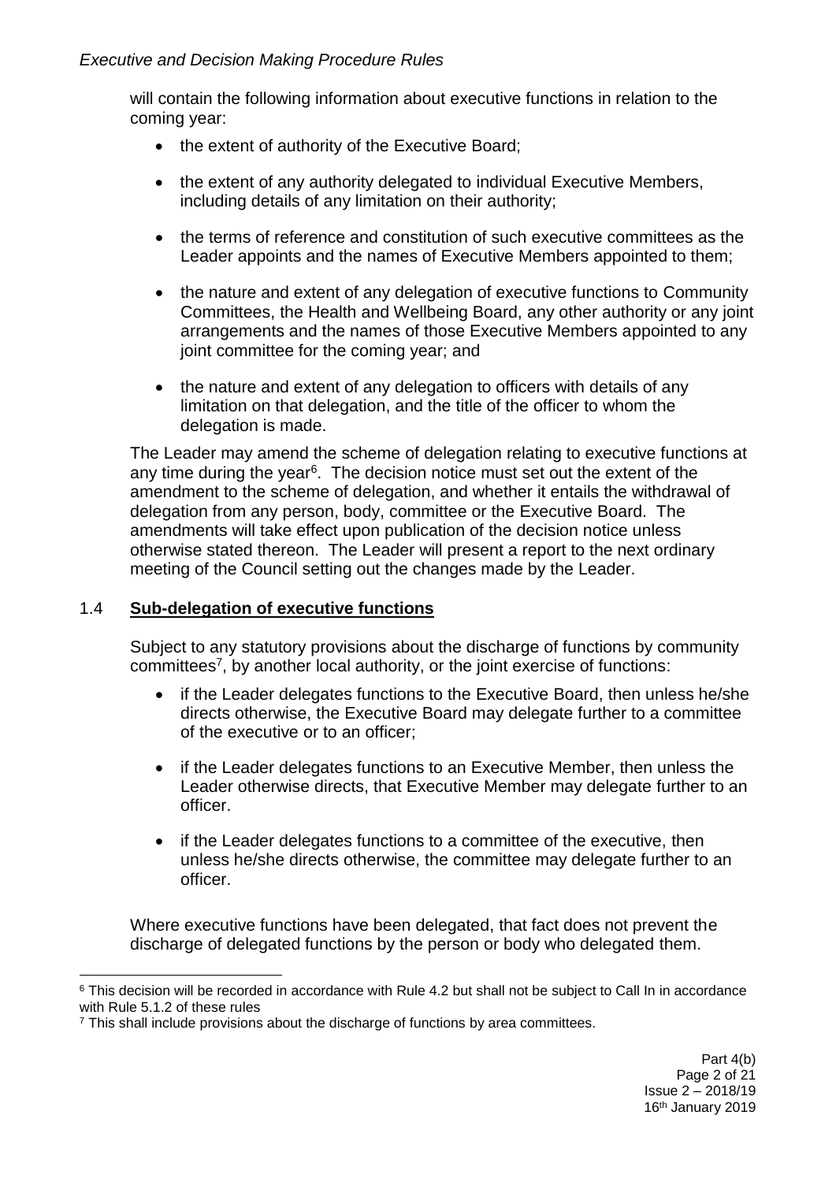will contain the following information about executive functions in relation to the coming year:

- the extent of authority of the Executive Board;
- the extent of any authority delegated to individual Executive Members, including details of any limitation on their authority;
- the terms of reference and constitution of such executive committees as the Leader appoints and the names of Executive Members appointed to them;
- the nature and extent of any delegation of executive functions to Community Committees, the Health and Wellbeing Board, any other authority or any joint arrangements and the names of those Executive Members appointed to any joint committee for the coming year; and
- the nature and extent of any delegation to officers with details of any limitation on that delegation, and the title of the officer to whom the delegation is made.

The Leader may amend the scheme of delegation relating to executive functions at any time during the year[6]. The decision notice must set out the extent of the amendment to the scheme of delegation, and whether it entails the withdrawal of delegation from any person, body, committee or the Executive Board. The amendments will take effect upon publication of the decision notice unless otherwise stated thereon. The Leader will present a report to the next ordinary meeting of the Council setting out the changes made by the Leader.

## 1.4 **Sub-delegation of executive functions**

Subject to any statutory provisions about the discharge of functions by community committees[7], by another local authority, or the joint exercise of functions:

- if the Leader delegates functions to the Executive Board, then unless he/she directs otherwise, the Executive Board may delegate further to a committee of the executive or to an officer;
- if the Leader delegates functions to an Executive Member, then unless the Leader otherwise directs, that Executive Member may delegate further to an officer.
- if the Leader delegates functions to a committee of the executive, then unless he/she directs otherwise, the committee may delegate further to an officer.

Where executive functions have been delegated, that fact does not prevent the discharge of delegated functions by the person or body who delegated them.

---

[6] This decision will be recorded in accordance with Rule 4.2 but shall not be subject to Call In in accordance with Rule 5.1.2 of these rules

[7] This shall include provisions about the discharge of functions by area committees.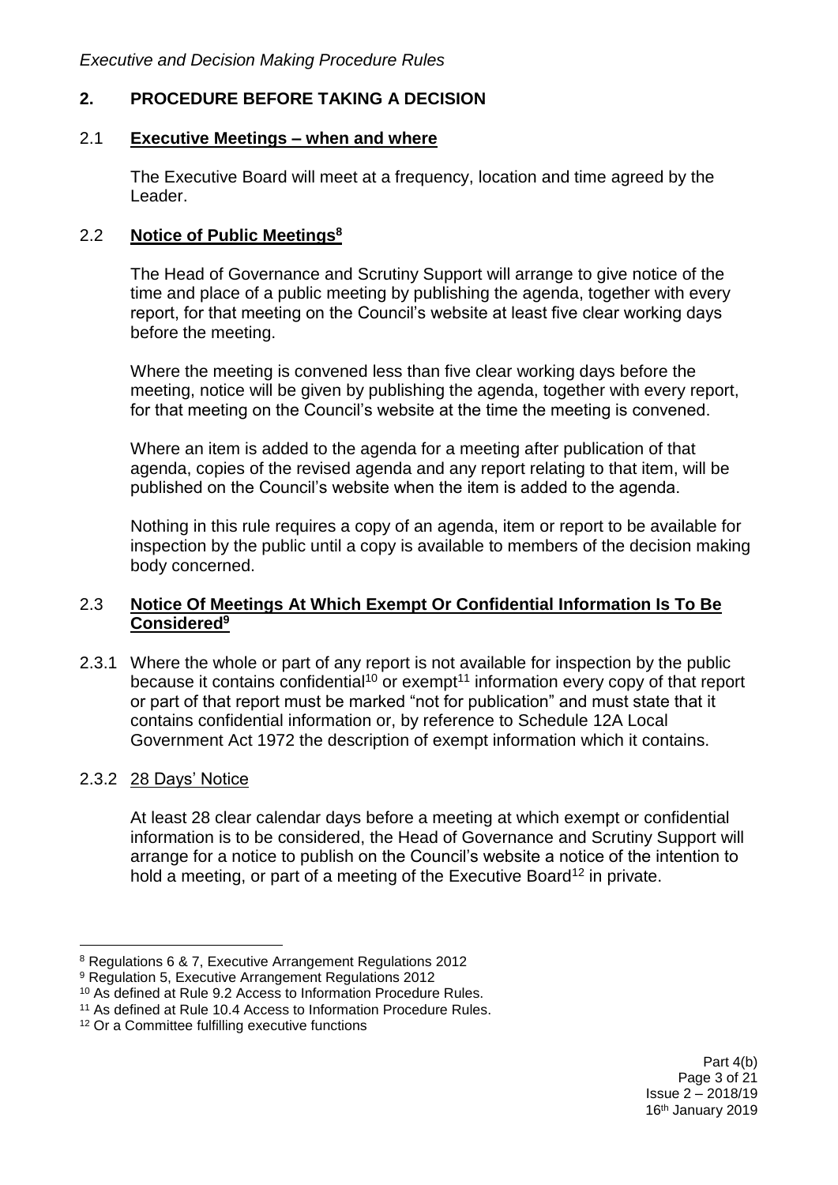## 2. PROCEDURE BEFORE TAKING A DECISION

### 2.1 Executive Meetings – when and where

The Executive Board will meet at a frequency, location and time agreed by the Leader.

### 2.2 Notice of Public Meetings[8]

The Head of Governance and Scrutiny Support will arrange to give notice of the time and place of a public meeting by publishing the agenda, together with every report, for that meeting on the Council's website at least five clear working days before the meeting.

Where the meeting is convened less than five clear working days before the meeting, notice will be given by publishing the agenda, together with every report, for that meeting on the Council's website at the time the meeting is convened.

Where an item is added to the agenda for a meeting after publication of that agenda, copies of the revised agenda and any report relating to that item, will be published on the Council's website when the item is added to the agenda.

Nothing in this rule requires a copy of an agenda, item or report to be available for inspection by the public until a copy is available to members of the decision making body concerned.

### 2.3 Notice Of Meetings At Which Exempt Or Confidential Information Is To Be Considered[9]

2.3.1 Where the whole or part of any report is not available for inspection by the public because it contains confidential[10] or exempt[11] information every copy of that report or part of that report must be marked "not for publication" and must state that it contains confidential information or, by reference to Schedule 12A Local Government Act 1972 the description of exempt information which it contains.

2.3.2 28 Days' Notice

At least 28 clear calendar days before a meeting at which exempt or confidential information is to be considered, the Head of Governance and Scrutiny Support will arrange for a notice to publish on the Council's website a notice of the intention to hold a meeting, or part of a meeting of the Executive Board[12] in private.

---

[8] Regulations 6 & 7, Executive Arrangement Regulations 2012

[9] Regulation 5, Executive Arrangement Regulations 2012

[10] As defined at Rule 9.2 Access to Information Procedure Rules.

[11] As defined at Rule 10.4 Access to Information Procedure Rules.

[12] Or a Committee fulfilling executive functions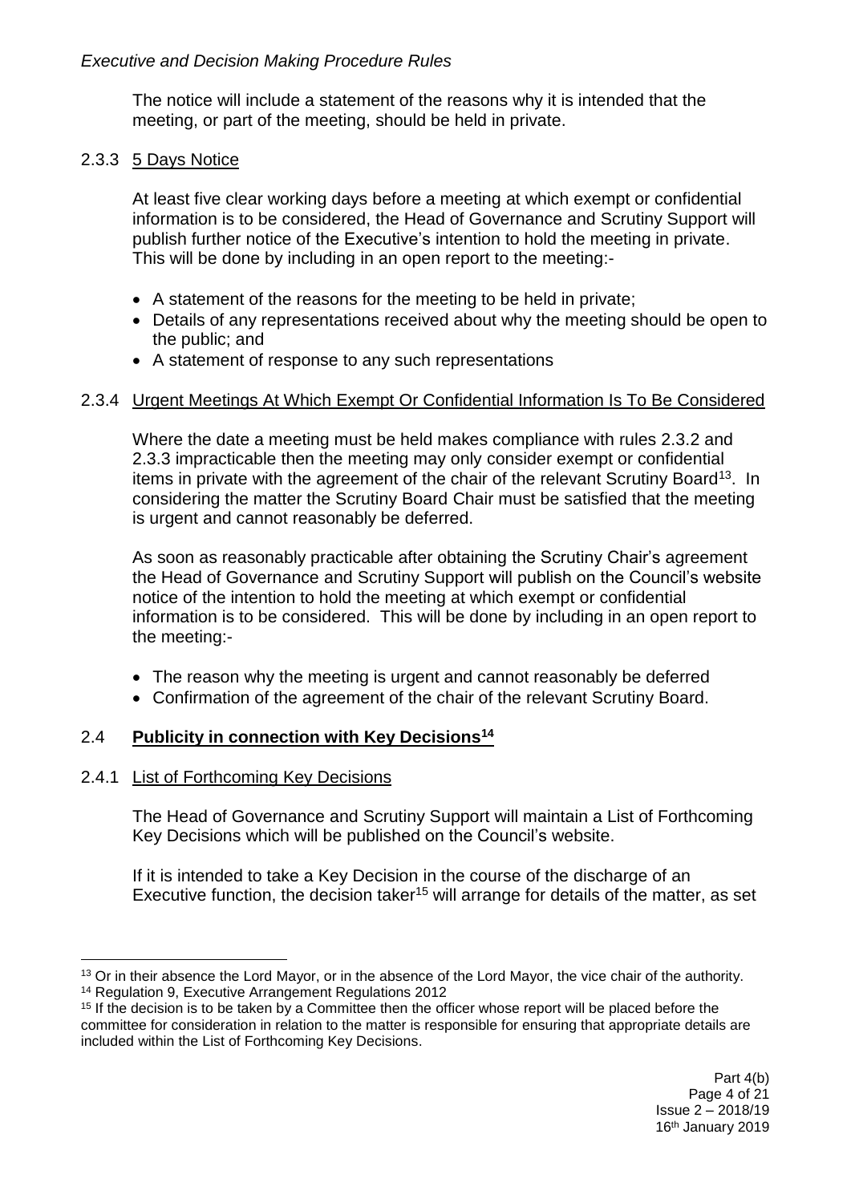The notice will include a statement of the reasons why it is intended that the meeting, or part of the meeting, should be held in private.

### 2.3.3 5 Days Notice

At least five clear working days before a meeting at which exempt or confidential information is to be considered, the Head of Governance and Scrutiny Support will publish further notice of the Executive's intention to hold the meeting in private. This will be done by including in an open report to the meeting:-

- A statement of the reasons for the meeting to be held in private;
- Details of any representations received about why the meeting should be open to the public; and
- A statement of response to any such representations

### 2.3.4 Urgent Meetings At Which Exempt Or Confidential Information Is To Be Considered

Where the date a meeting must be held makes compliance with rules 2.3.2 and 2.3.3 impracticable then the meeting may only consider exempt or confidential items in private with the agreement of the chair of the relevant Scrutiny Board[13]. In considering the matter the Scrutiny Board Chair must be satisfied that the meeting is urgent and cannot reasonably be deferred.

As soon as reasonably practicable after obtaining the Scrutiny Chair's agreement the Head of Governance and Scrutiny Support will publish on the Council's website notice of the intention to hold the meeting at which exempt or confidential information is to be considered. This will be done by including in an open report to the meeting:-

- The reason why the meeting is urgent and cannot reasonably be deferred
- Confirmation of the agreement of the chair of the relevant Scrutiny Board.

## 2.4 **Publicity in connection with Key Decisions[14]**

### 2.4.1 List of Forthcoming Key Decisions

The Head of Governance and Scrutiny Support will maintain a List of Forthcoming Key Decisions which will be published on the Council's website.

If it is intended to take a Key Decision in the course of the discharge of an Executive function, the decision taker[15] will arrange for details of the matter, as set

---

[13] Or in their absence the Lord Mayor, or in the absence of the Lord Mayor, the vice chair of the authority.

[14] Regulation 9, Executive Arrangement Regulations 2012

[15] If the decision is to be taken by a Committee then the officer whose report will be placed before the committee for consideration in relation to the matter is responsible for ensuring that appropriate details are included within the List of Forthcoming Key Decisions.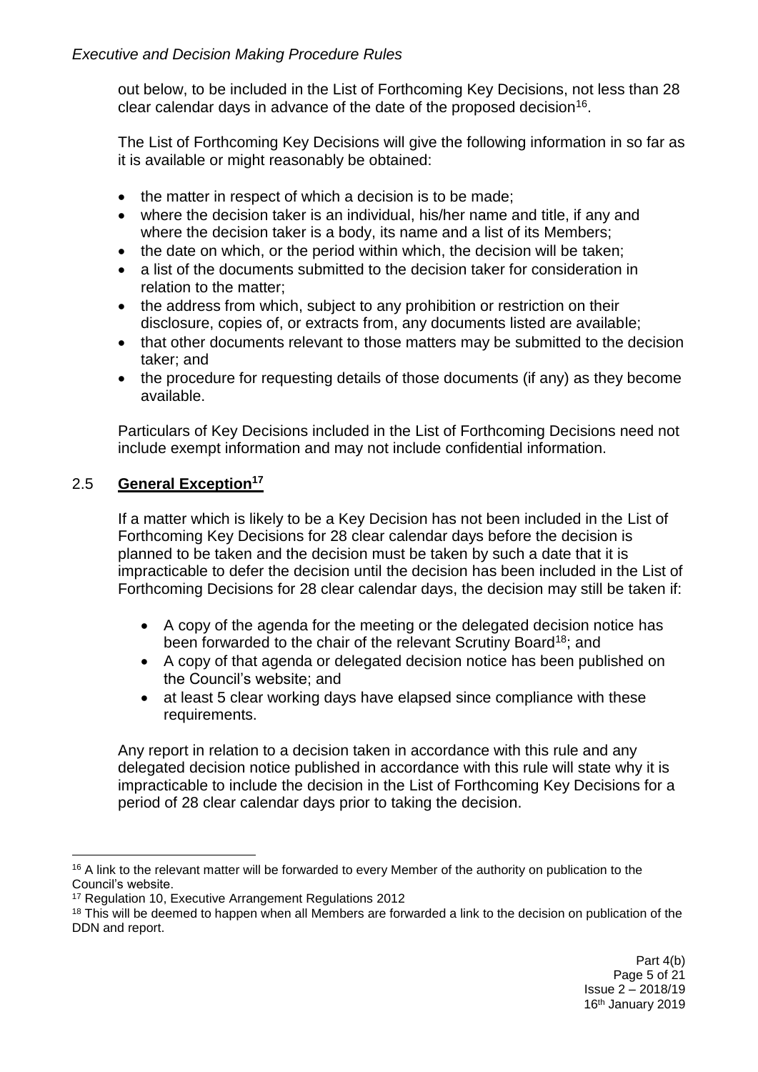out below, to be included in the List of Forthcoming Key Decisions, not less than 28 clear calendar days in advance of the date of the proposed decision[16].

The List of Forthcoming Key Decisions will give the following information in so far as it is available or might reasonably be obtained:

- the matter in respect of which a decision is to be made;
- where the decision taker is an individual, his/her name and title, if any and where the decision taker is a body, its name and a list of its Members;
- the date on which, or the period within which, the decision will be taken;
- a list of the documents submitted to the decision taker for consideration in relation to the matter;
- the address from which, subject to any prohibition or restriction on their disclosure, copies of, or extracts from, any documents listed are available;
- that other documents relevant to those matters may be submitted to the decision taker; and
- the procedure for requesting details of those documents (if any) as they become available.

Particulars of Key Decisions included in the List of Forthcoming Decisions need not include exempt information and may not include confidential information.

## 2.5 General Exception[17]

If a matter which is likely to be a Key Decision has not been included in the List of Forthcoming Key Decisions for 28 clear calendar days before the decision is planned to be taken and the decision must be taken by such a date that it is impracticable to defer the decision until the decision has been included in the List of Forthcoming Decisions for 28 clear calendar days, the decision may still be taken if:

- A copy of the agenda for the meeting or the delegated decision notice has been forwarded to the chair of the relevant Scrutiny Board[18]; and
- A copy of that agenda or delegated decision notice has been published on the Council's website; and
- at least 5 clear working days have elapsed since compliance with these requirements.

Any report in relation to a decision taken in accordance with this rule and any delegated decision notice published in accordance with this rule will state why it is impracticable to include the decision in the List of Forthcoming Key Decisions for a period of 28 clear calendar days prior to taking the decision.

---

[16] A link to the relevant matter will be forwarded to every Member of the authority on publication to the Council's website.

[17] Regulation 10, Executive Arrangement Regulations 2012

[18] This will be deemed to happen when all Members are forwarded a link to the decision on publication of the DDN and report.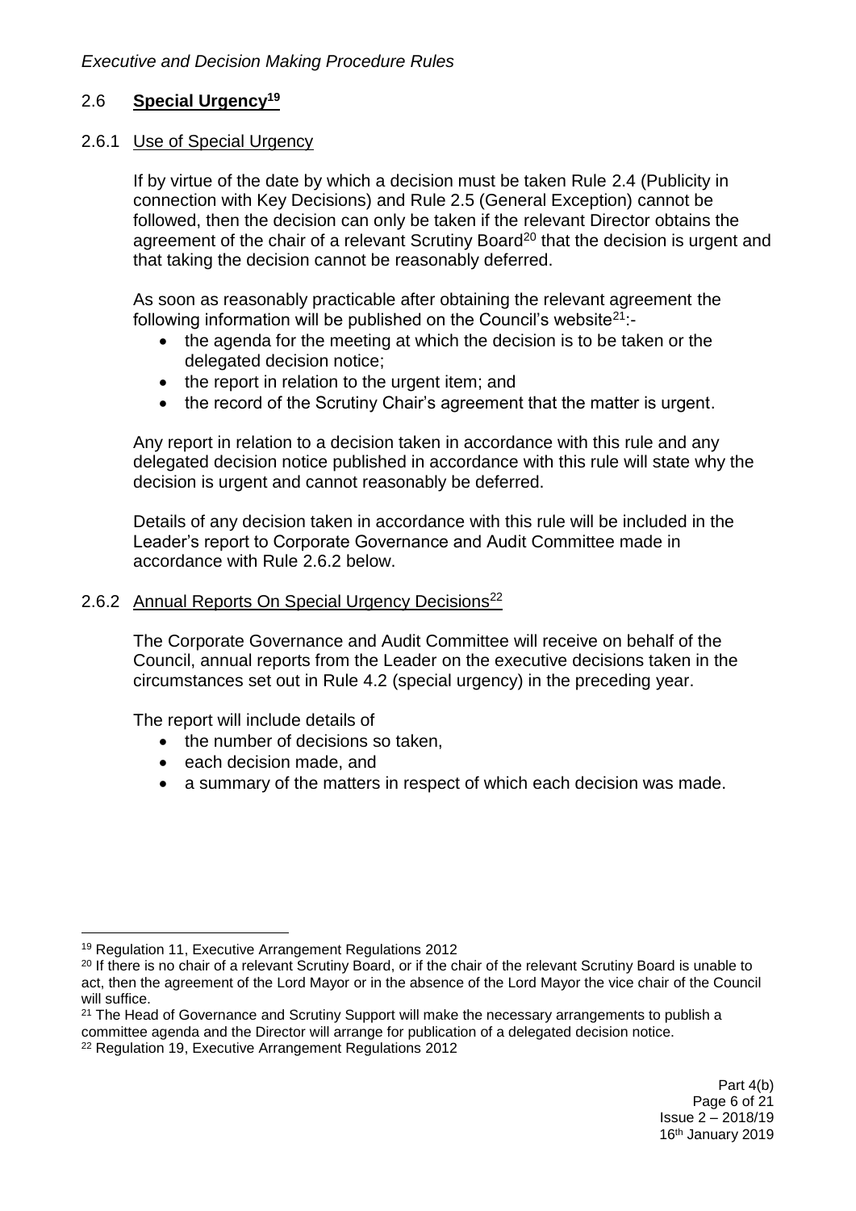## 2.6 **Special Urgency**[19]

### 2.6.1 Use of Special Urgency

If by virtue of the date by which a decision must be taken Rule 2.4 (Publicity in connection with Key Decisions) and Rule 2.5 (General Exception) cannot be followed, then the decision can only be taken if the relevant Director obtains the agreement of the chair of a relevant Scrutiny Board[20] that the decision is urgent and that taking the decision cannot be reasonably deferred.

As soon as reasonably practicable after obtaining the relevant agreement the following information will be published on the Council's website[21]:-

- the agenda for the meeting at which the decision is to be taken or the delegated decision notice;
- the report in relation to the urgent item; and
- the record of the Scrutiny Chair's agreement that the matter is urgent.

Any report in relation to a decision taken in accordance with this rule and any delegated decision notice published in accordance with this rule will state why the decision is urgent and cannot reasonably be deferred.

Details of any decision taken in accordance with this rule will be included in the Leader's report to Corporate Governance and Audit Committee made in accordance with Rule 2.6.2 below.

### 2.6.2 Annual Reports On Special Urgency Decisions[22]

The Corporate Governance and Audit Committee will receive on behalf of the Council, annual reports from the Leader on the executive decisions taken in the circumstances set out in Rule 4.2 (special urgency) in the preceding year.

The report will include details of

- the number of decisions so taken,
- each decision made, and
- a summary of the matters in respect of which each decision was made.

---

[19] Regulation 11, Executive Arrangement Regulations 2012

[20] If there is no chair of a relevant Scrutiny Board, or if the chair of the relevant Scrutiny Board is unable to act, then the agreement of the Lord Mayor or in the absence of the Lord Mayor the vice chair of the Council will suffice.

[21] The Head of Governance and Scrutiny Support will make the necessary arrangements to publish a committee agenda and the Director will arrange for publication of a delegated decision notice.

[22] Regulation 19, Executive Arrangement Regulations 2012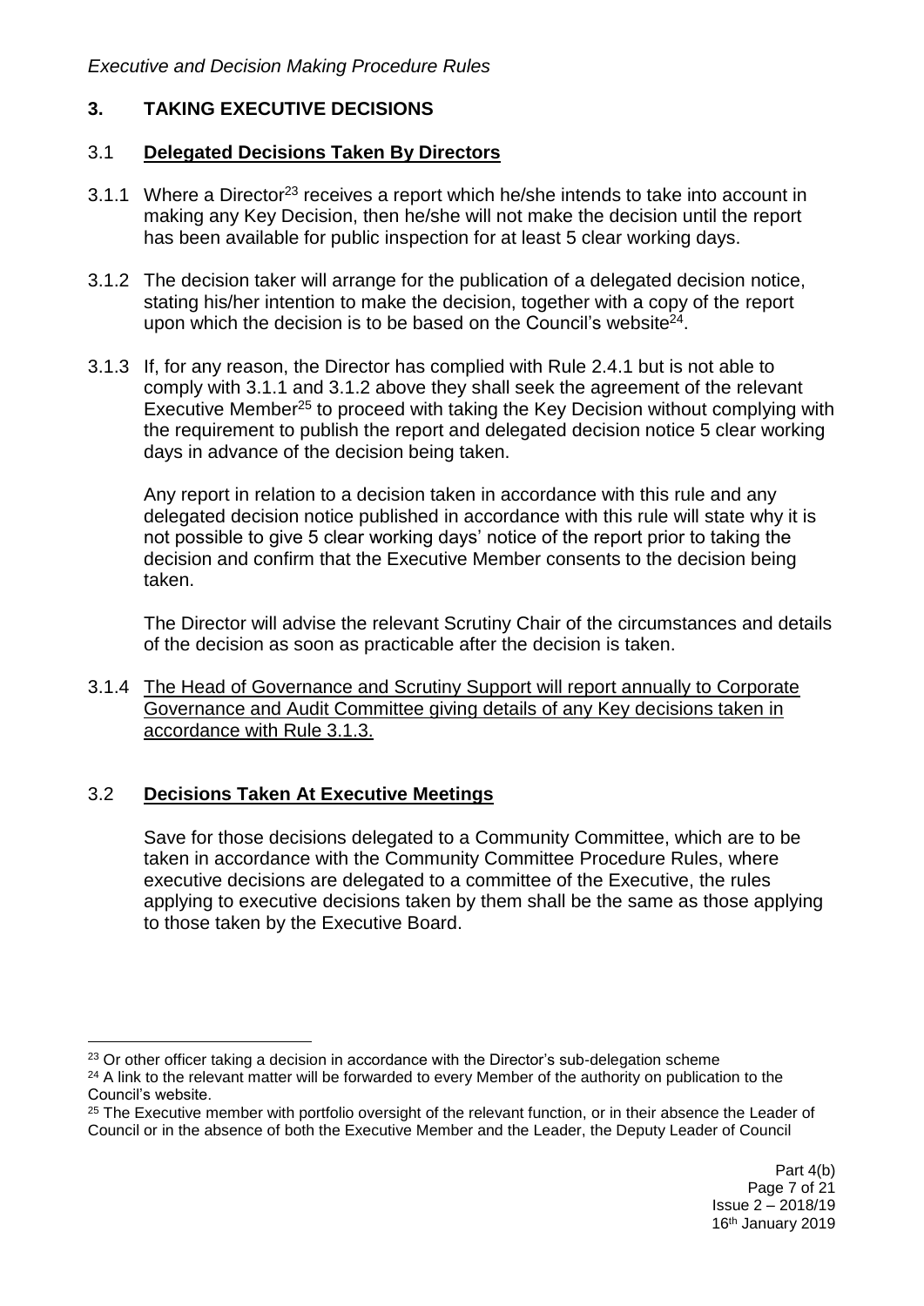## 3. TAKING EXECUTIVE DECISIONS

### 3.1 Delegated Decisions Taken By Directors

3.1.1 Where a Director[23] receives a report which he/she intends to take into account in making any Key Decision, then he/she will not make the decision until the report has been available for public inspection for at least 5 clear working days.

3.1.2 The decision taker will arrange for the publication of a delegated decision notice, stating his/her intention to make the decision, together with a copy of the report upon which the decision is to be based on the Council's website[24].

3.1.3 If, for any reason, the Director has complied with Rule 2.4.1 but is not able to comply with 3.1.1 and 3.1.2 above they shall seek the agreement of the relevant Executive Member[25] to proceed with taking the Key Decision without complying with the requirement to publish the report and delegated decision notice 5 clear working days in advance of the decision being taken.

Any report in relation to a decision taken in accordance with this rule and any delegated decision notice published in accordance with this rule will state why it is not possible to give 5 clear working days' notice of the report prior to taking the decision and confirm that the Executive Member consents to the decision being taken.

The Director will advise the relevant Scrutiny Chair of the circumstances and details of the decision as soon as practicable after the decision is taken.

3.1.4 <u>The Head of Governance and Scrutiny Support will report annually to Corporate Governance and Audit Committee giving details of any Key decisions taken in accordance with Rule 3.1.3.</u>

### 3.2 Decisions Taken At Executive Meetings

Save for those decisions delegated to a Community Committee, which are to be taken in accordance with the Community Committee Procedure Rules, where executive decisions are delegated to a committee of the Executive, the rules applying to executive decisions taken by them shall be the same as those applying to those taken by the Executive Board.

---

[23] Or other officer taking a decision in accordance with the Director's sub-delegation scheme

[24] A link to the relevant matter will be forwarded to every Member of the authority on publication to the Council's website.

[25] The Executive member with portfolio oversight of the relevant function, or in their absence the Leader of Council or in the absence of both the Executive Member and the Leader, the Deputy Leader of Council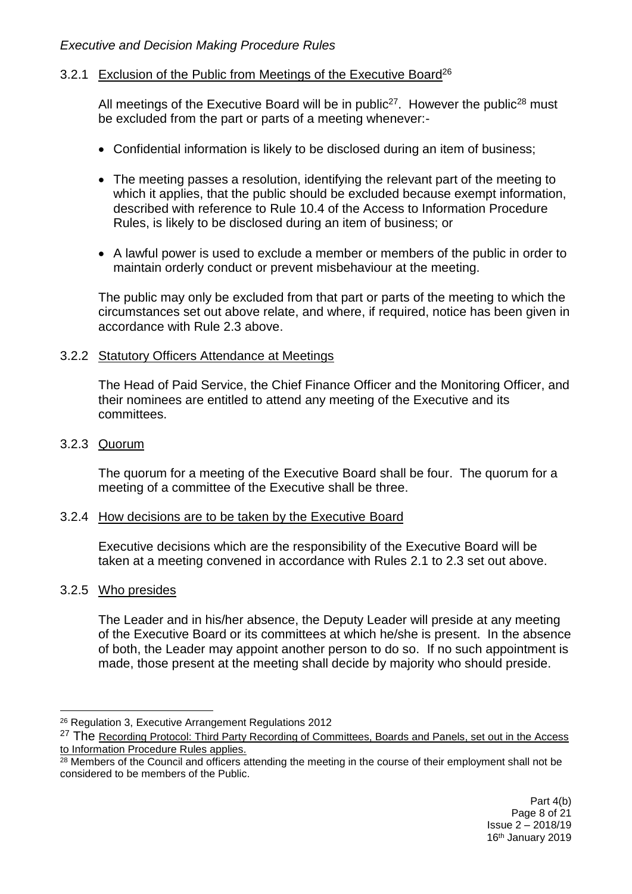### 3.2.1 Exclusion of the Public from Meetings of the Executive Board[26]

All meetings of the Executive Board will be in public[27]. However the public[28] must be excluded from the part or parts of a meeting whenever:-

- Confidential information is likely to be disclosed during an item of business;
- The meeting passes a resolution, identifying the relevant part of the meeting to which it applies, that the public should be excluded because exempt information, described with reference to Rule 10.4 of the Access to Information Procedure Rules, is likely to be disclosed during an item of business; or
- A lawful power is used to exclude a member or members of the public in order to maintain orderly conduct or prevent misbehaviour at the meeting.

The public may only be excluded from that part or parts of the meeting to which the circumstances set out above relate, and where, if required, notice has been given in accordance with Rule 2.3 above.

### 3.2.2 Statutory Officers Attendance at Meetings

The Head of Paid Service, the Chief Finance Officer and the Monitoring Officer, and their nominees are entitled to attend any meeting of the Executive and its committees.

### 3.2.3 Quorum

The quorum for a meeting of the Executive Board shall be four. The quorum for a meeting of a committee of the Executive shall be three.

### 3.2.4 How decisions are to be taken by the Executive Board

Executive decisions which are the responsibility of the Executive Board will be taken at a meeting convened in accordance with Rules 2.1 to 2.3 set out above.

### 3.2.5 Who presides

The Leader and in his/her absence, the Deputy Leader will preside at any meeting of the Executive Board or its committees at which he/she is present. In the absence of both, the Leader may appoint another person to do so. If no such appointment is made, those present at the meeting shall decide by majority who should preside.

---

[26] Regulation 3, Executive Arrangement Regulations 2012

[27] The Recording Protocol: Third Party Recording of Committees, Boards and Panels, set out in the Access to Information Procedure Rules applies.

[28] Members of the Council and officers attending the meeting in the course of their employment shall not be considered to be members of the Public.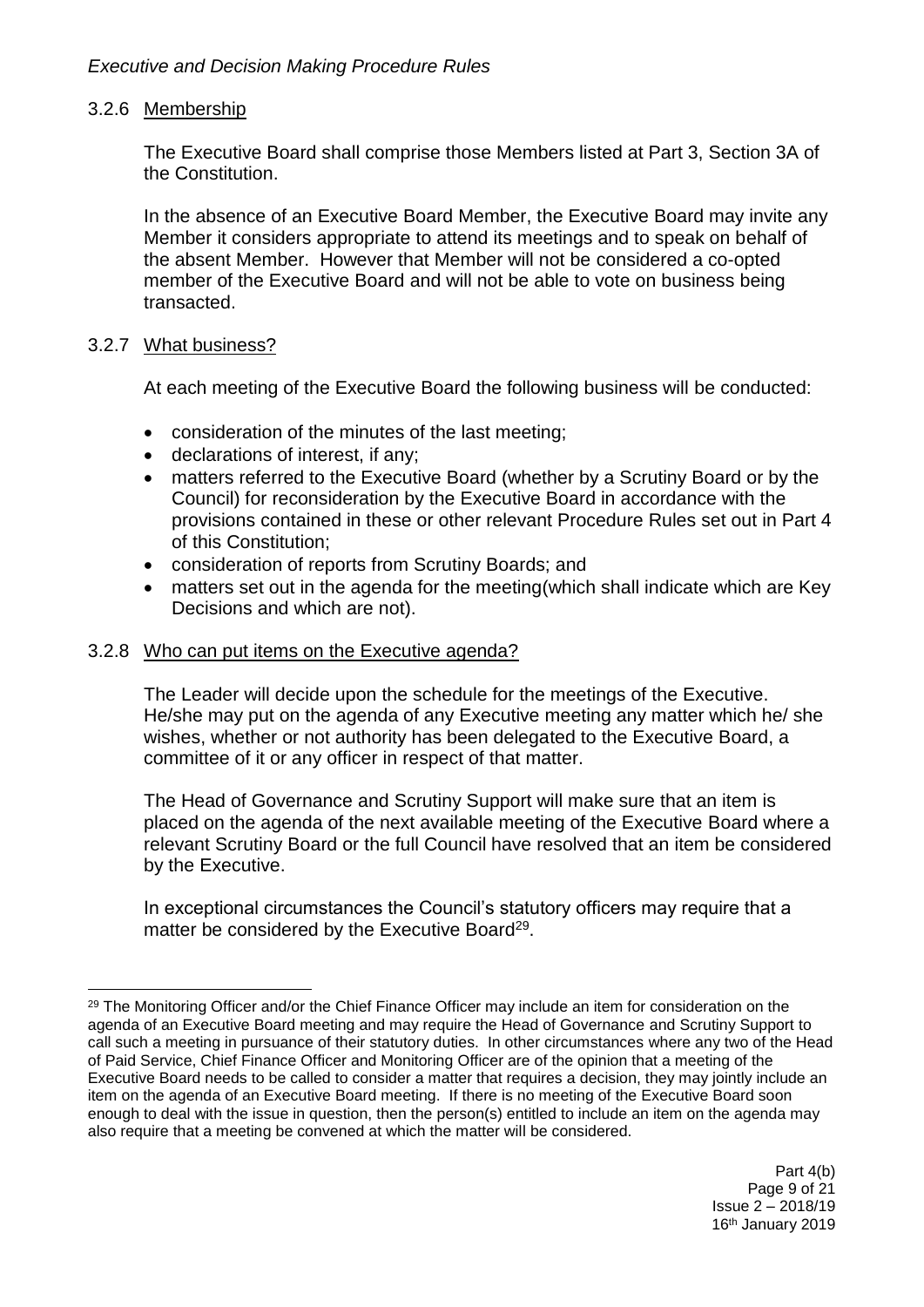### 3.2.6 Membership

The Executive Board shall comprise those Members listed at Part 3, Section 3A of the Constitution.

In the absence of an Executive Board Member, the Executive Board may invite any Member it considers appropriate to attend its meetings and to speak on behalf of the absent Member. However that Member will not be considered a co-opted member of the Executive Board and will not be able to vote on business being transacted.

### 3.2.7 What business?

At each meeting of the Executive Board the following business will be conducted:

- consideration of the minutes of the last meeting;
- declarations of interest, if any;
- matters referred to the Executive Board (whether by a Scrutiny Board or by the Council) for reconsideration by the Executive Board in accordance with the provisions contained in these or other relevant Procedure Rules set out in Part 4 of this Constitution;
- consideration of reports from Scrutiny Boards; and
- matters set out in the agenda for the meeting(which shall indicate which are Key Decisions and which are not).

### 3.2.8 Who can put items on the Executive agenda?

The Leader will decide upon the schedule for the meetings of the Executive. He/she may put on the agenda of any Executive meeting any matter which he/ she wishes, whether or not authority has been delegated to the Executive Board, a committee of it or any officer in respect of that matter.

The Head of Governance and Scrutiny Support will make sure that an item is placed on the agenda of the next available meeting of the Executive Board where a relevant Scrutiny Board or the full Council have resolved that an item be considered by the Executive.

In exceptional circumstances the Council's statutory officers may require that a matter be considered by the Executive Board[29].

---

[29] The Monitoring Officer and/or the Chief Finance Officer may include an item for consideration on the agenda of an Executive Board meeting and may require the Head of Governance and Scrutiny Support to call such a meeting in pursuance of their statutory duties. In other circumstances where any two of the Head of Paid Service, Chief Finance Officer and Monitoring Officer are of the opinion that a meeting of the Executive Board needs to be called to consider a matter that requires a decision, they may jointly include an item on the agenda of an Executive Board meeting. If there is no meeting of the Executive Board soon enough to deal with the issue in question, then the person(s) entitled to include an item on the agenda may also require that a meeting be convened at which the matter will be considered.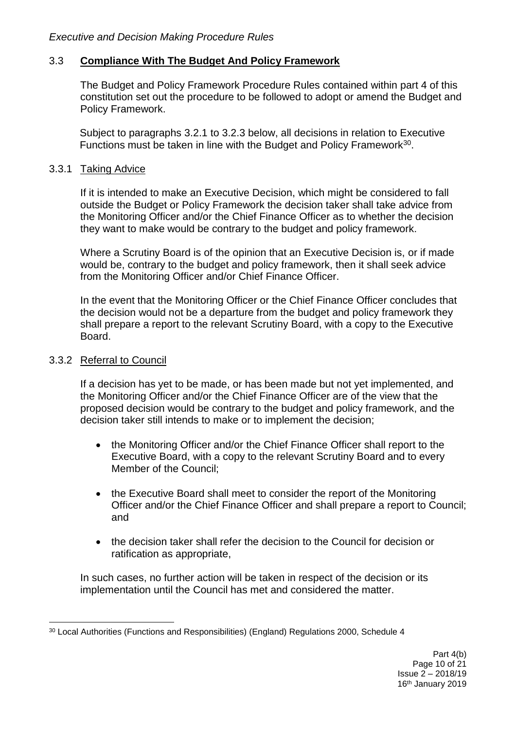## 3.3 **Compliance With The Budget And Policy Framework**

The Budget and Policy Framework Procedure Rules contained within part 4 of this constitution set out the procedure to be followed to adopt or amend the Budget and Policy Framework.

Subject to paragraphs 3.2.1 to 3.2.3 below, all decisions in relation to Executive Functions must be taken in line with the Budget and Policy Framework[30].

### 3.3.1 Taking Advice

If it is intended to make an Executive Decision, which might be considered to fall outside the Budget or Policy Framework the decision taker shall take advice from the Monitoring Officer and/or the Chief Finance Officer as to whether the decision they want to make would be contrary to the budget and policy framework.

Where a Scrutiny Board is of the opinion that an Executive Decision is, or if made would be, contrary to the budget and policy framework, then it shall seek advice from the Monitoring Officer and/or Chief Finance Officer.

In the event that the Monitoring Officer or the Chief Finance Officer concludes that the decision would not be a departure from the budget and policy framework they shall prepare a report to the relevant Scrutiny Board, with a copy to the Executive Board.

### 3.3.2 Referral to Council

If a decision has yet to be made, or has been made but not yet implemented, and the Monitoring Officer and/or the Chief Finance Officer are of the view that the proposed decision would be contrary to the budget and policy framework, and the decision taker still intends to make or to implement the decision;

- the Monitoring Officer and/or the Chief Finance Officer shall report to the Executive Board, with a copy to the relevant Scrutiny Board and to every Member of the Council;
- the Executive Board shall meet to consider the report of the Monitoring Officer and/or the Chief Finance Officer and shall prepare a report to Council; and
- the decision taker shall refer the decision to the Council for decision or ratification as appropriate,

In such cases, no further action will be taken in respect of the decision or its implementation until the Council has met and considered the matter.

---

[30] Local Authorities (Functions and Responsibilities) (England) Regulations 2000, Schedule 4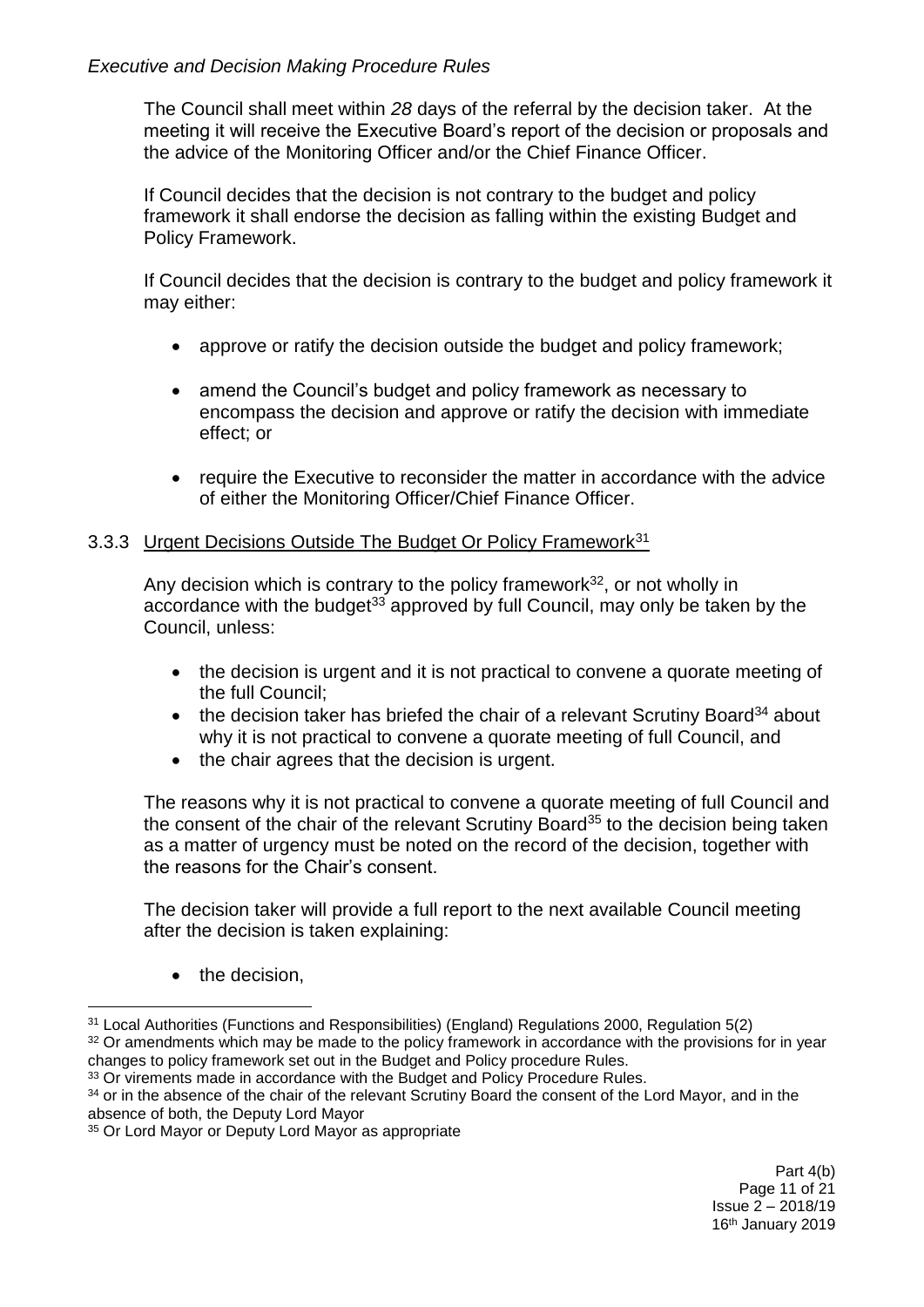The Council shall meet within *28* days of the referral by the decision taker. At the meeting it will receive the Executive Board's report of the decision or proposals and the advice of the Monitoring Officer and/or the Chief Finance Officer.

If Council decides that the decision is not contrary to the budget and policy framework it shall endorse the decision as falling within the existing Budget and Policy Framework.

If Council decides that the decision is contrary to the budget and policy framework it may either:

- approve or ratify the decision outside the budget and policy framework;
- amend the Council's budget and policy framework as necessary to encompass the decision and approve or ratify the decision with immediate effect; or
- require the Executive to reconsider the matter in accordance with the advice of either the Monitoring Officer/Chief Finance Officer.

### 3.3.3 Urgent Decisions Outside The Budget Or Policy Framework[31]

Any decision which is contrary to the policy framework[32], or not wholly in accordance with the budget[33] approved by full Council, may only be taken by the Council, unless:

- the decision is urgent and it is not practical to convene a quorate meeting of the full Council;
- the decision taker has briefed the chair of a relevant Scrutiny Board[34] about why it is not practical to convene a quorate meeting of full Council, and
- the chair agrees that the decision is urgent.

The reasons why it is not practical to convene a quorate meeting of full Council and the consent of the chair of the relevant Scrutiny Board[35] to the decision being taken as a matter of urgency must be noted on the record of the decision, together with the reasons for the Chair's consent.

The decision taker will provide a full report to the next available Council meeting after the decision is taken explaining:

- the decision,

---

[31] Local Authorities (Functions and Responsibilities) (England) Regulations 2000, Regulation 5(2)

[32] Or amendments which may be made to the policy framework in accordance with the provisions for in year changes to policy framework set out in the Budget and Policy procedure Rules.

[33] Or virements made in accordance with the Budget and Policy Procedure Rules.

[34] or in the absence of the chair of the relevant Scrutiny Board the consent of the Lord Mayor, and in the absence of both, the Deputy Lord Mayor

[35] Or Lord Mayor or Deputy Lord Mayor as appropriate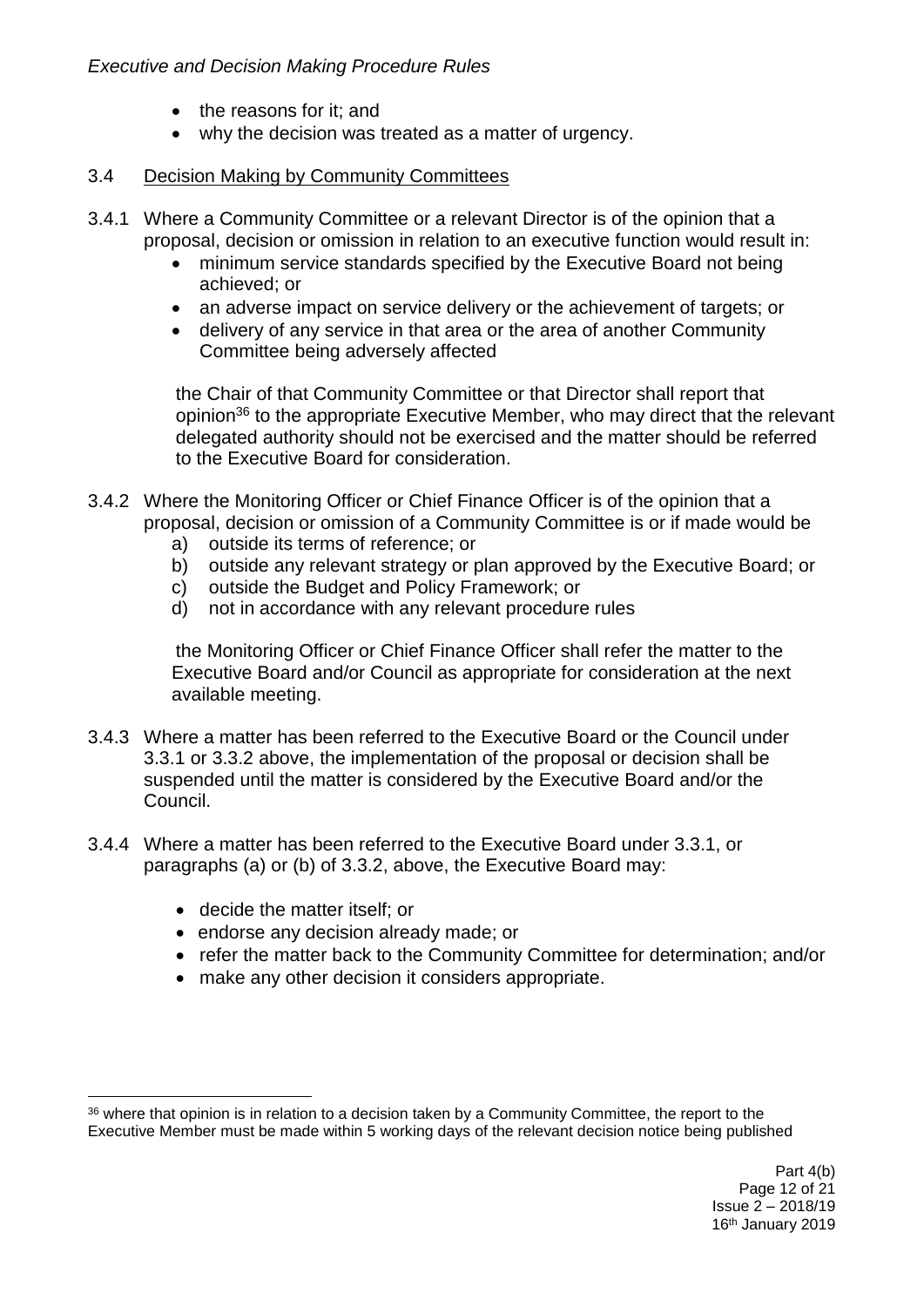- the reasons for it; and
- why the decision was treated as a matter of urgency.

3.4 Decision Making by Community Committees

3.4.1 Where a Community Committee or a relevant Director is of the opinion that a proposal, decision or omission in relation to an executive function would result in:

- minimum service standards specified by the Executive Board not being achieved; or
- an adverse impact on service delivery or the achievement of targets; or
- delivery of any service in that area or the area of another Community Committee being adversely affected

the Chair of that Community Committee or that Director shall report that opinion[36] to the appropriate Executive Member, who may direct that the relevant delegated authority should not be exercised and the matter should be referred to the Executive Board for consideration.

3.4.2 Where the Monitoring Officer or Chief Finance Officer is of the opinion that a proposal, decision or omission of a Community Committee is or if made would be

a) outside its terms of reference; or
b) outside any relevant strategy or plan approved by the Executive Board; or
c) outside the Budget and Policy Framework; or
d) not in accordance with any relevant procedure rules

the Monitoring Officer or Chief Finance Officer shall refer the matter to the Executive Board and/or Council as appropriate for consideration at the next available meeting.

3.4.3 Where a matter has been referred to the Executive Board or the Council under 3.3.1 or 3.3.2 above, the implementation of the proposal or decision shall be suspended until the matter is considered by the Executive Board and/or the Council.

3.4.4 Where a matter has been referred to the Executive Board under 3.3.1, or paragraphs (a) or (b) of 3.3.2, above, the Executive Board may:

- decide the matter itself; or
- endorse any decision already made; or
- refer the matter back to the Community Committee for determination; and/or
- make any other decision it considers appropriate.

[36] where that opinion is in relation to a decision taken by a Community Committee, the report to the Executive Member must be made within 5 working days of the relevant decision notice being published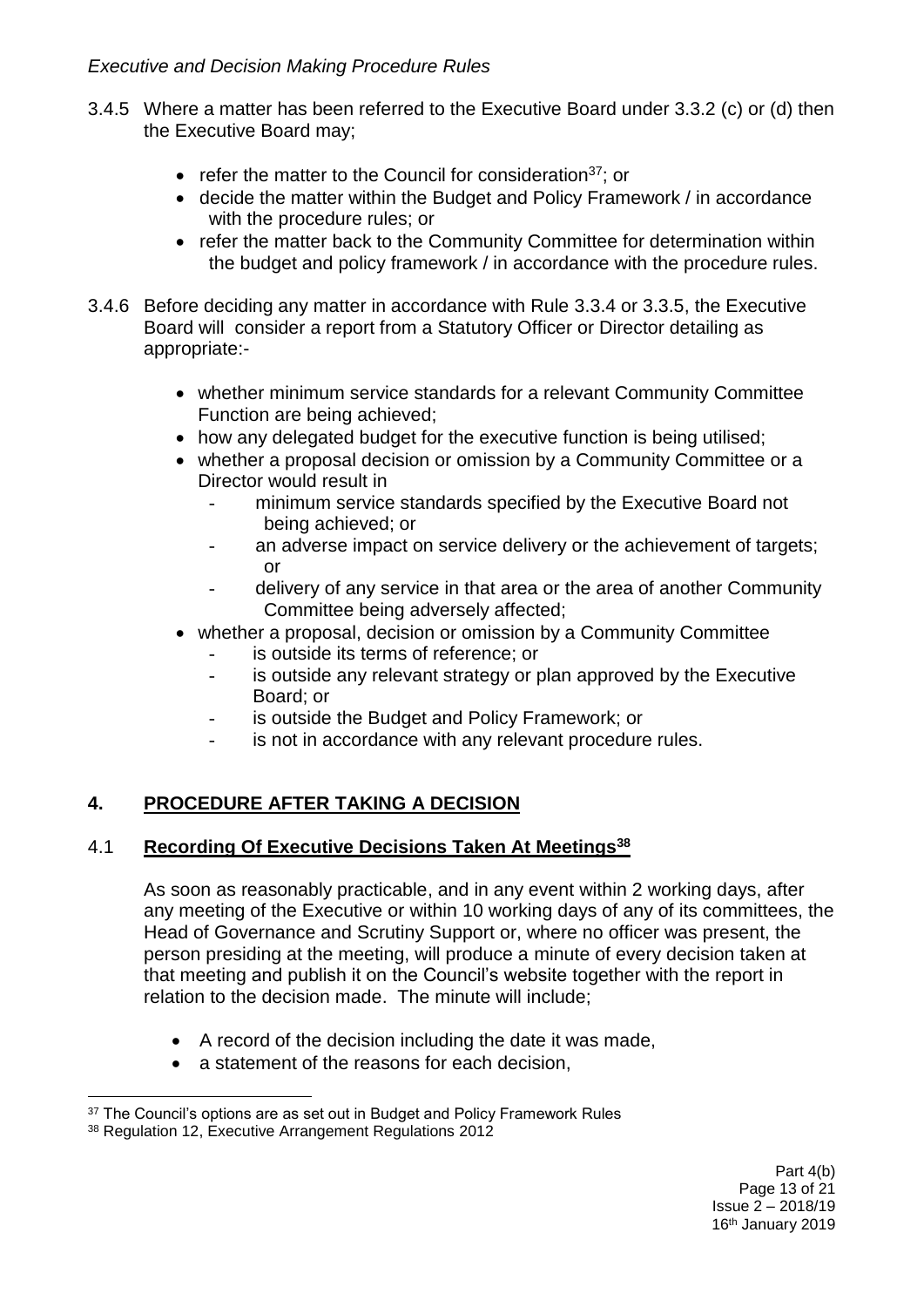3.4.5 Where a matter has been referred to the Executive Board under 3.3.2 (c) or (d) then the Executive Board may;

- refer the matter to the Council for consideration[37]; or
- decide the matter within the Budget and Policy Framework / in accordance with the procedure rules; or
- refer the matter back to the Community Committee for determination within the budget and policy framework / in accordance with the procedure rules.

3.4.6 Before deciding any matter in accordance with Rule 3.3.4 or 3.3.5, the Executive Board will consider a report from a Statutory Officer or Director detailing as appropriate:-

- whether minimum service standards for a relevant Community Committee Function are being achieved;
- how any delegated budget for the executive function is being utilised;
- whether a proposal decision or omission by a Community Committee or a Director would result in
  - minimum service standards specified by the Executive Board not being achieved; or
  - an adverse impact on service delivery or the achievement of targets; or
  - delivery of any service in that area or the area of another Community Committee being adversely affected;
- whether a proposal, decision or omission by a Community Committee
  - is outside its terms of reference; or
  - is outside any relevant strategy or plan approved by the Executive Board; or
  - is outside the Budget and Policy Framework; or
  - is not in accordance with any relevant procedure rules.

## 4. PROCEDURE AFTER TAKING A DECISION

### 4.1 Recording Of Executive Decisions Taken At Meetings[38]

As soon as reasonably practicable, and in any event within 2 working days, after any meeting of the Executive or within 10 working days of any of its committees, the Head of Governance and Scrutiny Support or, where no officer was present, the person presiding at the meeting, will produce a minute of every decision taken at that meeting and publish it on the Council's website together with the report in relation to the decision made. The minute will include;

- A record of the decision including the date it was made,
- a statement of the reasons for each decision,

---

[37] The Council's options are as set out in Budget and Policy Framework Rules

[38] Regulation 12, Executive Arrangement Regulations 2012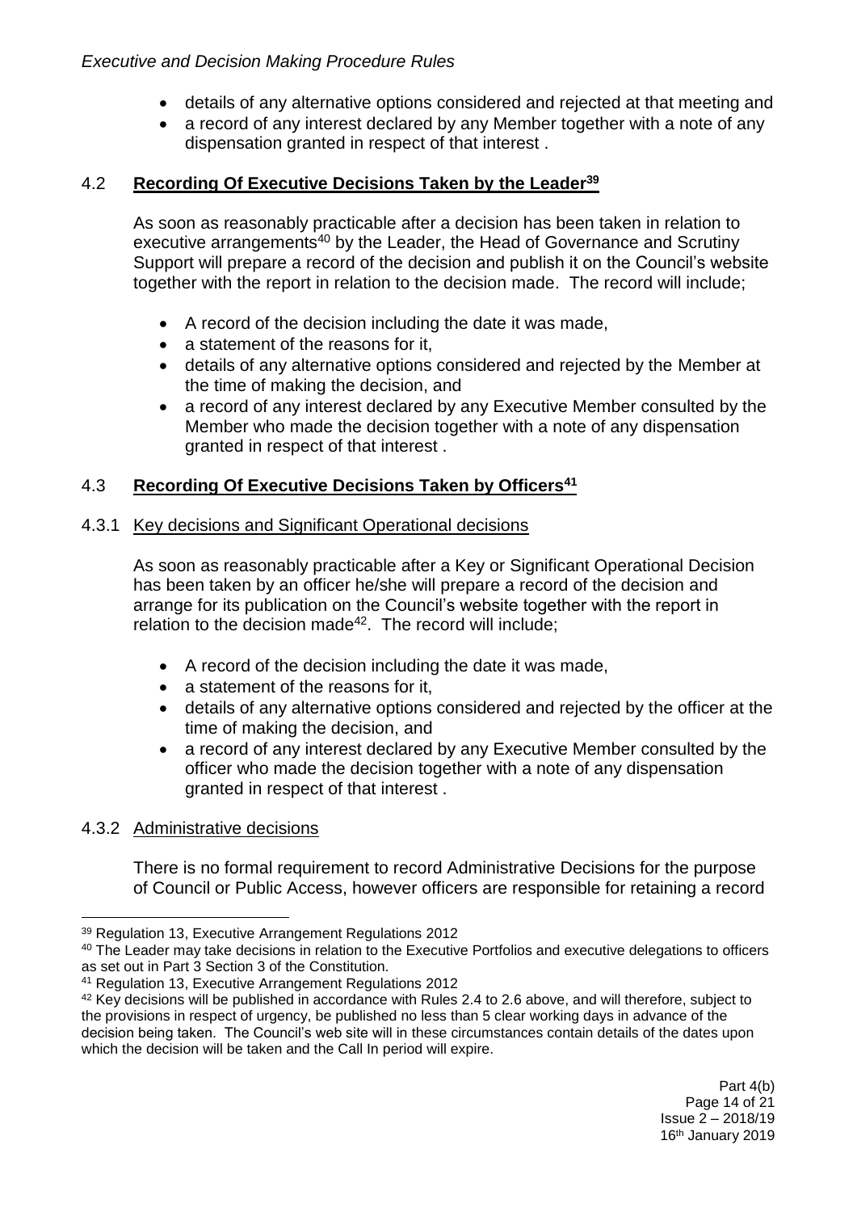- details of any alternative options considered and rejected at that meeting and
- a record of any interest declared by any Member together with a note of any dispensation granted in respect of that interest .

## 4.2 **Recording Of Executive Decisions Taken by the Leader**[39]

As soon as reasonably practicable after a decision has been taken in relation to executive arrangements[40] by the Leader, the Head of Governance and Scrutiny Support will prepare a record of the decision and publish it on the Council's website together with the report in relation to the decision made. The record will include;

- A record of the decision including the date it was made,
- a statement of the reasons for it,
- details of any alternative options considered and rejected by the Member at the time of making the decision, and
- a record of any interest declared by any Executive Member consulted by the Member who made the decision together with a note of any dispensation granted in respect of that interest .

## 4.3 **Recording Of Executive Decisions Taken by Officers**[41]

### 4.3.1 Key decisions and Significant Operational decisions

As soon as reasonably practicable after a Key or Significant Operational Decision has been taken by an officer he/she will prepare a record of the decision and arrange for its publication on the Council's website together with the report in relation to the decision made[42]. The record will include;

- A record of the decision including the date it was made,
- a statement of the reasons for it,
- details of any alternative options considered and rejected by the officer at the time of making the decision, and
- a record of any interest declared by any Executive Member consulted by the officer who made the decision together with a note of any dispensation granted in respect of that interest .

### 4.3.2 Administrative decisions

There is no formal requirement to record Administrative Decisions for the purpose of Council or Public Access, however officers are responsible for retaining a record

---

[39] Regulation 13, Executive Arrangement Regulations 2012

[40] The Leader may take decisions in relation to the Executive Portfolios and executive delegations to officers as set out in Part 3 Section 3 of the Constitution.

[41] Regulation 13, Executive Arrangement Regulations 2012

[42] Key decisions will be published in accordance with Rules 2.4 to 2.6 above, and will therefore, subject to the provisions in respect of urgency, be published no less than 5 clear working days in advance of the decision being taken. The Council's web site will in these circumstances contain details of the dates upon which the decision will be taken and the Call In period will expire.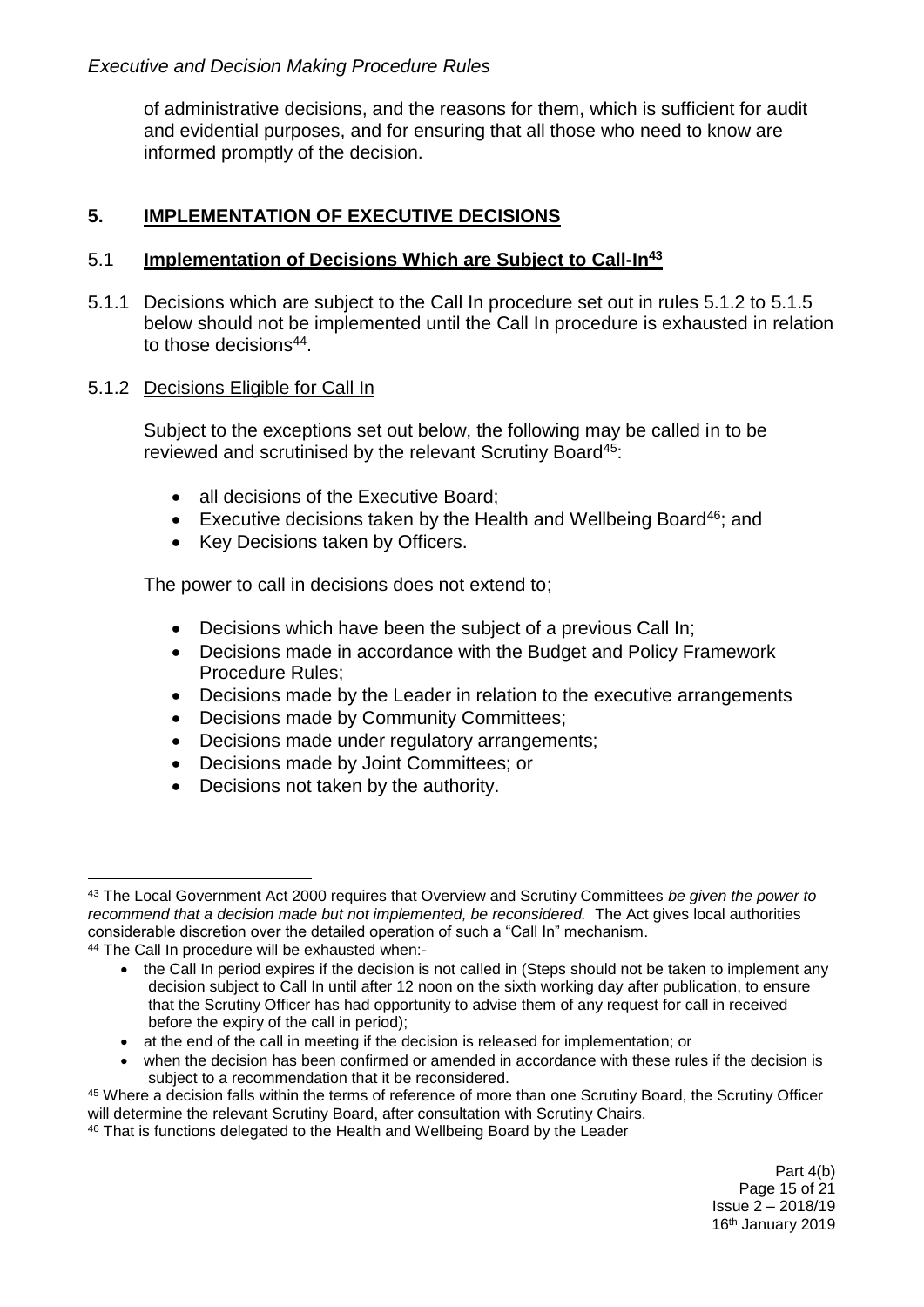of administrative decisions, and the reasons for them, which is sufficient for audit and evidential purposes, and for ensuring that all those who need to know are informed promptly of the decision.

## 5. IMPLEMENTATION OF EXECUTIVE DECISIONS

### 5.1 Implementation of Decisions Which are Subject to Call-In[43]

5.1.1 Decisions which are subject to the Call In procedure set out in rules 5.1.2 to 5.1.5 below should not be implemented until the Call In procedure is exhausted in relation to those decisions[44].

5.1.2 Decisions Eligible for Call In

Subject to the exceptions set out below, the following may be called in to be reviewed and scrutinised by the relevant Scrutiny Board[45]:

- all decisions of the Executive Board;
- Executive decisions taken by the Health and Wellbeing Board[46]; and
- Key Decisions taken by Officers.

The power to call in decisions does not extend to;

- Decisions which have been the subject of a previous Call In;
- Decisions made in accordance with the Budget and Policy Framework Procedure Rules;
- Decisions made by the Leader in relation to the executive arrangements
- Decisions made by Community Committees;
- Decisions made under regulatory arrangements;
- Decisions made by Joint Committees; or
- Decisions not taken by the authority.

---

[43] The Local Government Act 2000 requires that Overview and Scrutiny Committees *be given the power to recommend that a decision made but not implemented, be reconsidered.* The Act gives local authorities considerable discretion over the detailed operation of such a "Call In" mechanism.

[44] The Call In procedure will be exhausted when:-

- the Call In period expires if the decision is not called in (Steps should not be taken to implement any decision subject to Call In until after 12 noon on the sixth working day after publication, to ensure that the Scrutiny Officer has had opportunity to advise them of any request for call in received before the expiry of the call in period);
- at the end of the call in meeting if the decision is released for implementation; or
- when the decision has been confirmed or amended in accordance with these rules if the decision is subject to a recommendation that it be reconsidered.

[45] Where a decision falls within the terms of reference of more than one Scrutiny Board, the Scrutiny Officer will determine the relevant Scrutiny Board, after consultation with Scrutiny Chairs.

[46] That is functions delegated to the Health and Wellbeing Board by the Leader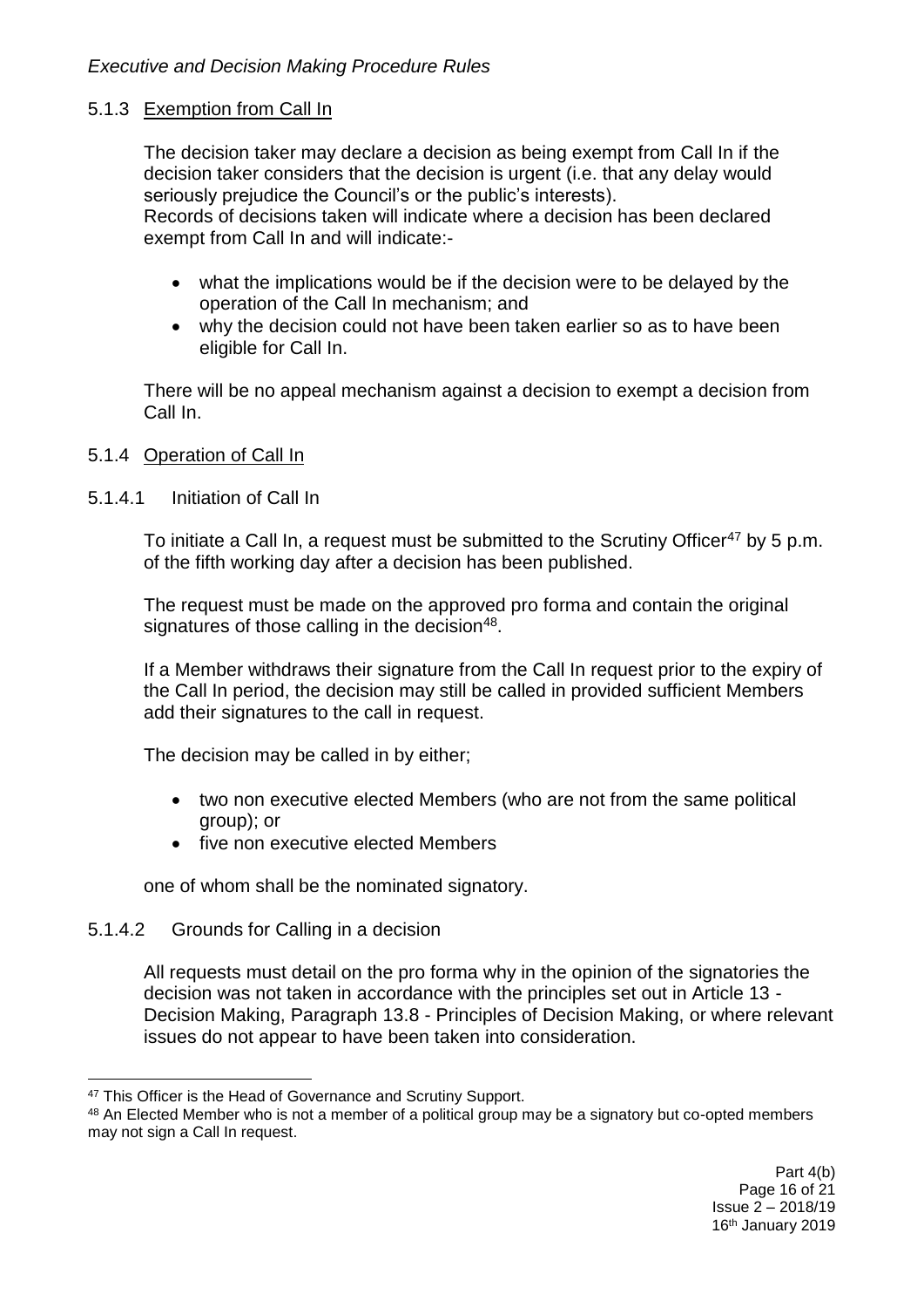#### 5.1.3 Exemption from Call In

The decision taker may declare a decision as being exempt from Call In if the decision taker considers that the decision is urgent (i.e. that any delay would seriously prejudice the Council's or the public's interests).
Records of decisions taken will indicate where a decision has been declared exempt from Call In and will indicate:-

- what the implications would be if the decision were to be delayed by the operation of the Call In mechanism; and
- why the decision could not have been taken earlier so as to have been eligible for Call In.

There will be no appeal mechanism against a decision to exempt a decision from Call In.

#### 5.1.4 Operation of Call In

##### 5.1.4.1 Initiation of Call In

To initiate a Call In, a request must be submitted to the Scrutiny Officer[47] by 5 p.m. of the fifth working day after a decision has been published.

The request must be made on the approved pro forma and contain the original signatures of those calling in the decision[48].

If a Member withdraws their signature from the Call In request prior to the expiry of the Call In period, the decision may still be called in provided sufficient Members add their signatures to the call in request.

The decision may be called in by either;

- two non executive elected Members (who are not from the same political group); or
- five non executive elected Members

one of whom shall be the nominated signatory.

##### 5.1.4.2 Grounds for Calling in a decision

All requests must detail on the pro forma why in the opinion of the signatories the decision was not taken in accordance with the principles set out in Article 13 - Decision Making, Paragraph 13.8 - Principles of Decision Making, or where relevant issues do not appear to have been taken into consideration.

---

[47] This Officer is the Head of Governance and Scrutiny Support.

[48] An Elected Member who is not a member of a political group may be a signatory but co-opted members may not sign a Call In request.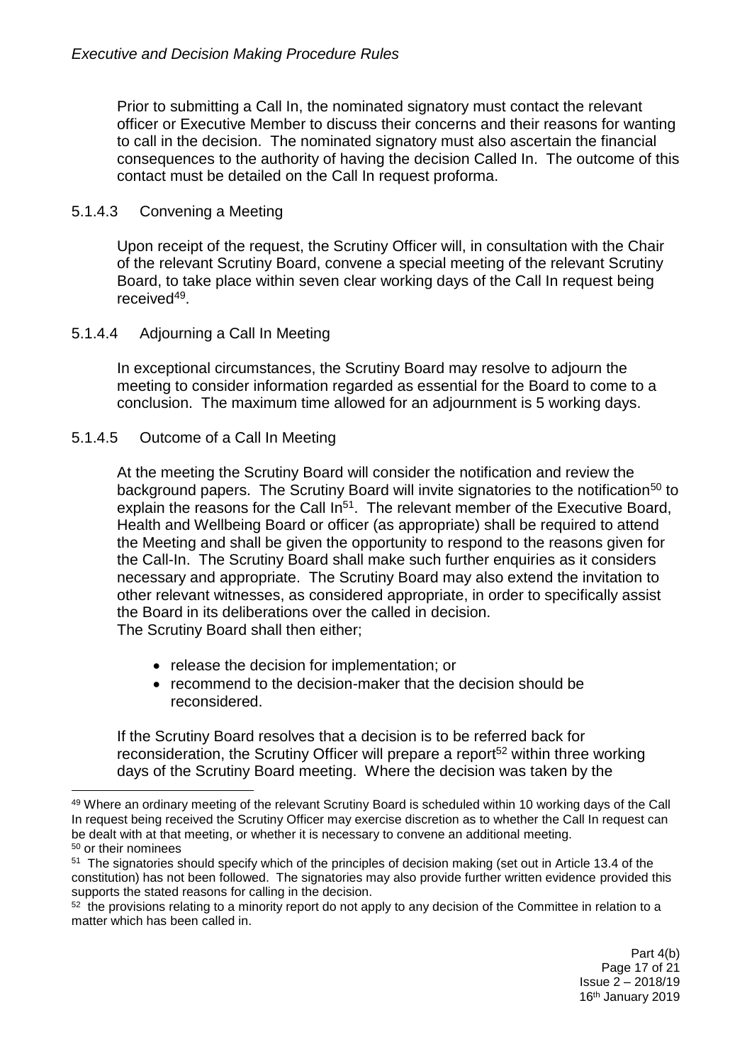Prior to submitting a Call In, the nominated signatory must contact the relevant officer or Executive Member to discuss their concerns and their reasons for wanting to call in the decision. The nominated signatory must also ascertain the financial consequences to the authority of having the decision Called In. The outcome of this contact must be detailed on the Call In request proforma.

#### 5.1.4.3 Convening a Meeting

Upon receipt of the request, the Scrutiny Officer will, in consultation with the Chair of the relevant Scrutiny Board, convene a special meeting of the relevant Scrutiny Board, to take place within seven clear working days of the Call In request being received[49].

#### 5.1.4.4 Adjourning a Call In Meeting

In exceptional circumstances, the Scrutiny Board may resolve to adjourn the meeting to consider information regarded as essential for the Board to come to a conclusion. The maximum time allowed for an adjournment is 5 working days.

#### 5.1.4.5 Outcome of a Call In Meeting

At the meeting the Scrutiny Board will consider the notification and review the background papers. The Scrutiny Board will invite signatories to the notification[50] to explain the reasons for the Call In[51]. The relevant member of the Executive Board, Health and Wellbeing Board or officer (as appropriate) shall be required to attend the Meeting and shall be given the opportunity to respond to the reasons given for the Call-In. The Scrutiny Board shall make such further enquiries as it considers necessary and appropriate. The Scrutiny Board may also extend the invitation to other relevant witnesses, as considered appropriate, in order to specifically assist the Board in its deliberations over the called in decision.
The Scrutiny Board shall then either;

- release the decision for implementation; or
- recommend to the decision-maker that the decision should be reconsidered.

If the Scrutiny Board resolves that a decision is to be referred back for reconsideration, the Scrutiny Officer will prepare a report[52] within three working days of the Scrutiny Board meeting. Where the decision was taken by the

---

[49] Where an ordinary meeting of the relevant Scrutiny Board is scheduled within 10 working days of the Call In request being received the Scrutiny Officer may exercise discretion as to whether the Call In request can be dealt with at that meeting, or whether it is necessary to convene an additional meeting.

[50] or their nominees

[51] The signatories should specify which of the principles of decision making (set out in Article 13.4 of the constitution) has not been followed. The signatories may also provide further written evidence provided this supports the stated reasons for calling in the decision.

[52] the provisions relating to a minority report do not apply to any decision of the Committee in relation to a matter which has been called in.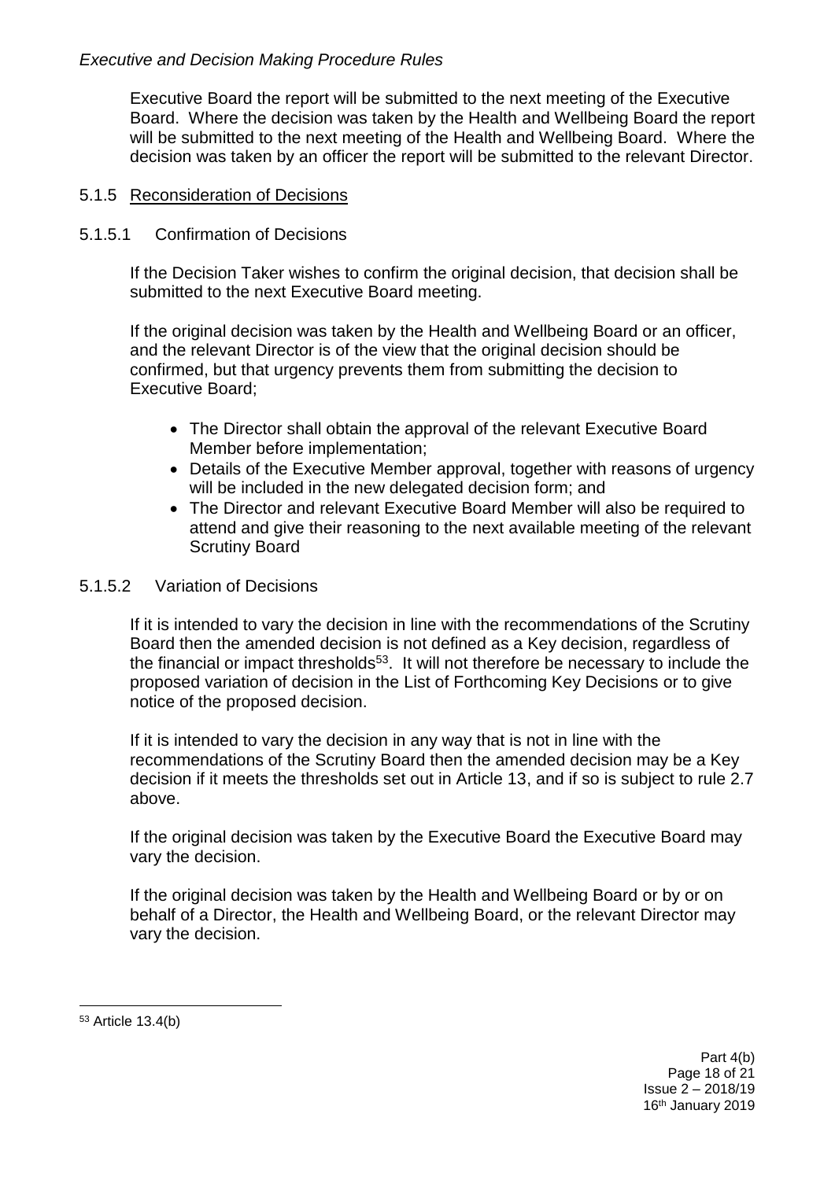Executive Board the report will be submitted to the next meeting of the Executive Board. Where the decision was taken by the Health and Wellbeing Board the report will be submitted to the next meeting of the Health and Wellbeing Board. Where the decision was taken by an officer the report will be submitted to the relevant Director.

### 5.1.5 <u>Reconsideration of Decisions</u>

#### 5.1.5.1 Confirmation of Decisions

If the Decision Taker wishes to confirm the original decision, that decision shall be submitted to the next Executive Board meeting.

If the original decision was taken by the Health and Wellbeing Board or an officer, and the relevant Director is of the view that the original decision should be confirmed, but that urgency prevents them from submitting the decision to Executive Board;

- The Director shall obtain the approval of the relevant Executive Board Member before implementation;
- Details of the Executive Member approval, together with reasons of urgency will be included in the new delegated decision form; and
- The Director and relevant Executive Board Member will also be required to attend and give their reasoning to the next available meeting of the relevant Scrutiny Board

#### 5.1.5.2 Variation of Decisions

If it is intended to vary the decision in line with the recommendations of the Scrutiny Board then the amended decision is not defined as a Key decision, regardless of the financial or impact thresholds[53]. It will not therefore be necessary to include the proposed variation of decision in the List of Forthcoming Key Decisions or to give notice of the proposed decision.

If it is intended to vary the decision in any way that is not in line with the recommendations of the Scrutiny Board then the amended decision may be a Key decision if it meets the thresholds set out in Article 13, and if so is subject to rule 2.7 above.

If the original decision was taken by the Executive Board the Executive Board may vary the decision.

If the original decision was taken by the Health and Wellbeing Board or by or on behalf of a Director, the Health and Wellbeing Board, or the relevant Director may vary the decision.

---

[53] Article 13.4(b)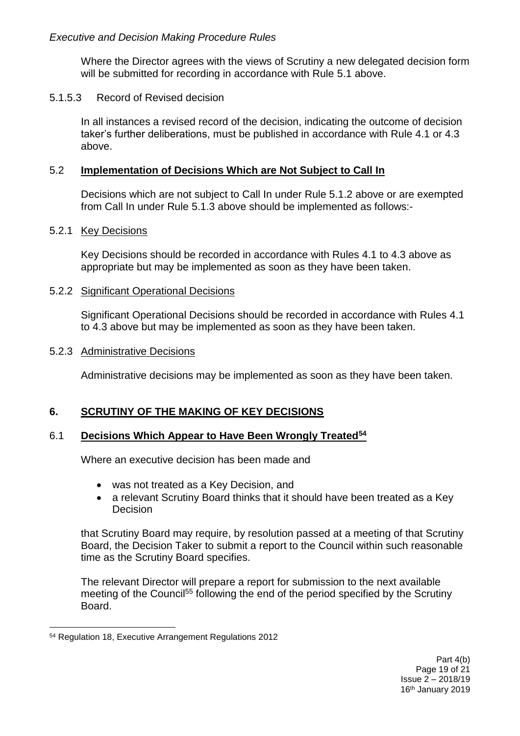Where the Director agrees with the views of Scrutiny a new delegated decision form will be submitted for recording in accordance with Rule 5.1 above.

5.1.5.3 Record of Revised decision

In all instances a revised record of the decision, indicating the outcome of decision taker's further deliberations, must be published in accordance with Rule 4.1 or 4.3 above.

### 5.2 Implementation of Decisions Which are Not Subject to Call In

Decisions which are not subject to Call In under Rule 5.1.2 above or are exempted from Call In under Rule 5.1.3 above should be implemented as follows:-

5.2.1 Key Decisions

Key Decisions should be recorded in accordance with Rules 4.1 to 4.3 above as appropriate but may be implemented as soon as they have been taken.

5.2.2 Significant Operational Decisions

Significant Operational Decisions should be recorded in accordance with Rules 4.1 to 4.3 above but may be implemented as soon as they have been taken.

5.2.3 Administrative Decisions

Administrative decisions may be implemented as soon as they have been taken.

## 6. SCRUTINY OF THE MAKING OF KEY DECISIONS

### 6.1 Decisions Which Appear to Have Been Wrongly Treated[54]

Where an executive decision has been made and

- was not treated as a Key Decision, and
- a relevant Scrutiny Board thinks that it should have been treated as a Key Decision

that Scrutiny Board may require, by resolution passed at a meeting of that Scrutiny Board, the Decision Taker to submit a report to the Council within such reasonable time as the Scrutiny Board specifies.

The relevant Director will prepare a report for submission to the next available meeting of the Council[55] following the end of the period specified by the Scrutiny Board.

---

[54] Regulation 18, Executive Arrangement Regulations 2012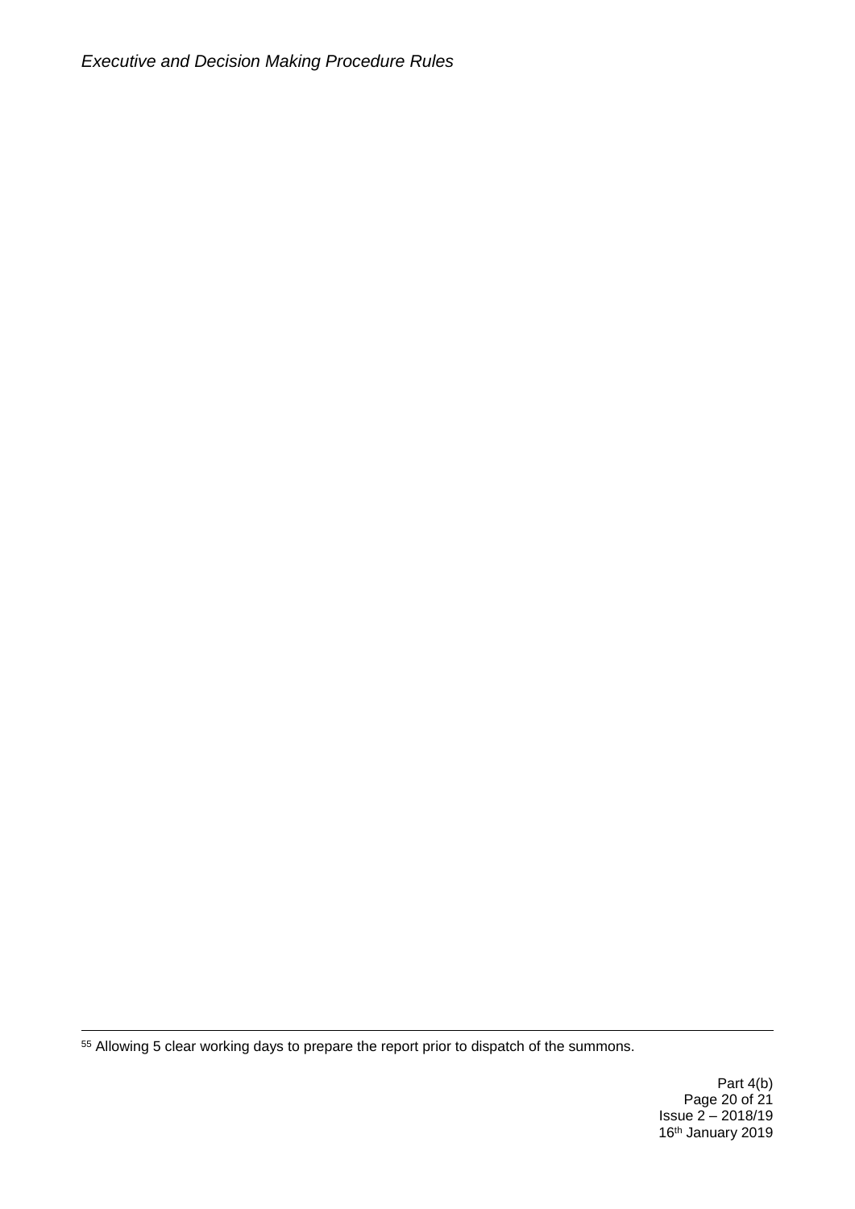[55] Allowing 5 clear working days to prepare the report prior to dispatch of the summons.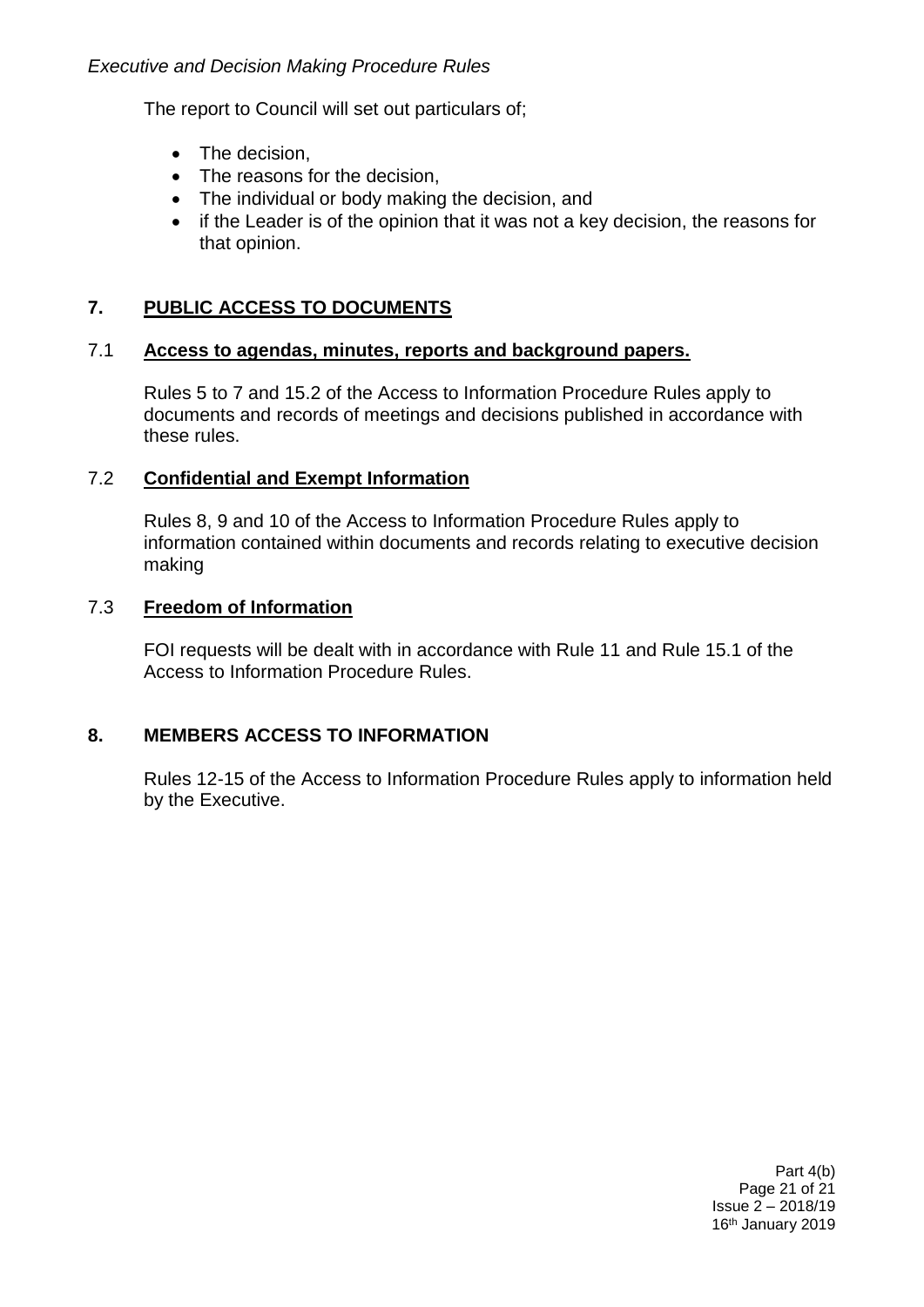The report to Council will set out particulars of;

- The decision,
- The reasons for the decision,
- The individual or body making the decision, and
- if the Leader is of the opinion that it was not a key decision, the reasons for that opinion.

## 7. PUBLIC ACCESS TO DOCUMENTS

### 7.1 Access to agendas, minutes, reports and background papers.

Rules 5 to 7 and 15.2 of the Access to Information Procedure Rules apply to documents and records of meetings and decisions published in accordance with these rules.

### 7.2 Confidential and Exempt Information

Rules 8, 9 and 10 of the Access to Information Procedure Rules apply to information contained within documents and records relating to executive decision making

### 7.3 Freedom of Information

FOI requests will be dealt with in accordance with Rule 11 and Rule 15.1 of the Access to Information Procedure Rules.

## 8. MEMBERS ACCESS TO INFORMATION

Rules 12-15 of the Access to Information Procedure Rules apply to information held by the Executive.